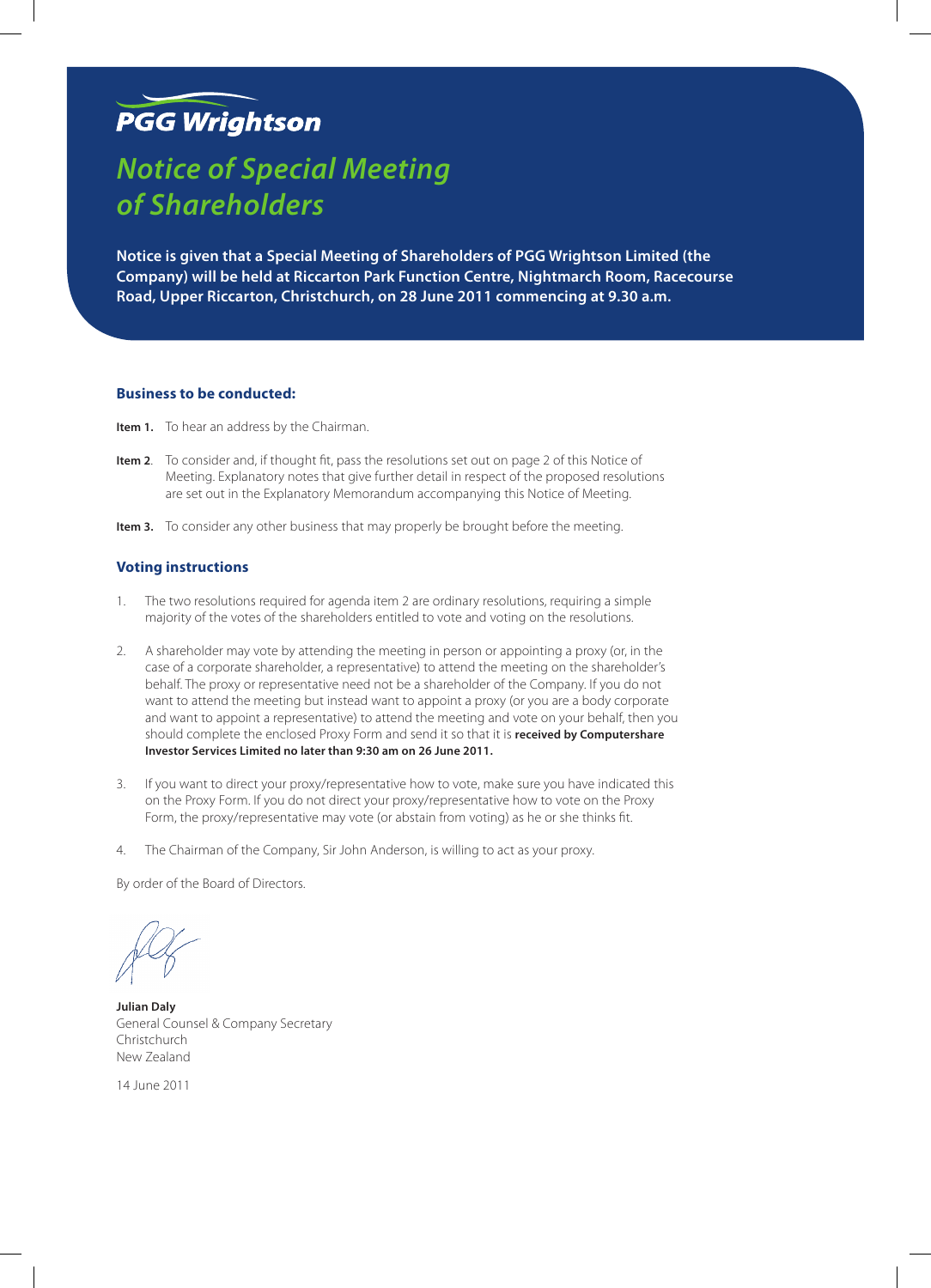PGG Wrightson

# Notice of Special Meeting of Shareholders

**Notice is given that a Special Meeting of Shareholders of PGG Wrightson Limited (the Company) will be held at Riccarton Park Function Centre, Nightmarch Room, Racecourse Road, Upper Riccarton, Christchurch, on 28 June 2011 commencing at 9.30 a.m.**

### Business to be conducted:

**Item 1.** To hear an address by the Chairman.

**Item 2**. To consider and, if thought fit, pass the resolutions set out on page 2 of this Notice of Meeting. Explanatory notes that give further detail in respect of the proposed resolutions are set out in the Explanatory Memorandum accompanying this Notice of Meeting.

**Item 3.** To consider any other business that may properly be brought before the meeting.

### Voting instructions

1. The two resolutions required for agenda item 2 are ordinary resolutions, requiring a simple majority of the votes of the shareholders entitled to vote and voting on the resolutions.

2. A shareholder may vote by attending the meeting in person or appointing a proxy (or, in the case of a corporate shareholder, a representative) to attend the meeting on the shareholder's behalf. The proxy or representative need not be a shareholder of the Company. If you do not want to attend the meeting but instead want to appoint a proxy (or you are a body corporate and want to appoint a representative) to attend the meeting and vote on your behalf, then you should complete the enclosed Proxy Form and send it so that it is **received by Computershare Investor Services Limited no later than 9:30 am on 26 June 2011.**

3. If you want to direct your proxy/representative how to vote, make sure you have indicated this on the Proxy Form. If you do not direct your proxy/representative how to vote on the Proxy Form, the proxy/representative may vote (or abstain from voting) as he or she thinks fit.

4. The Chairman of the Company, Sir John Anderson, is willing to act as your proxy.

By order of the Board of Directors.

**Julian Daly**
General Counsel & Company Secretary
Christchurch
New Zealand

14 June 2011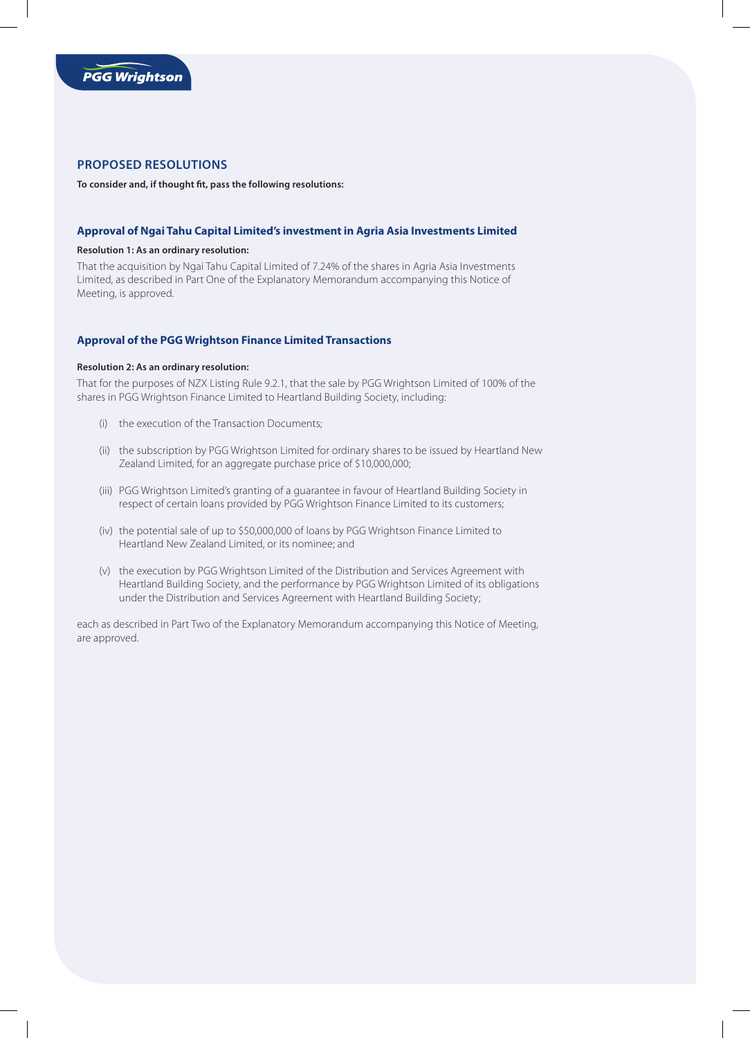## PROPOSED RESOLUTIONS

**To consider and, if thought fit, pass the following resolutions:**

### Approval of Ngai Tahu Capital Limited's investment in Agria Asia Investments Limited

**Resolution 1: As an ordinary resolution:**

That the acquisition by Ngai Tahu Capital Limited of 7.24% of the shares in Agria Asia Investments Limited, as described in Part One of the Explanatory Memorandum accompanying this Notice of Meeting, is approved.

### Approval of the PGG Wrightson Finance Limited Transactions

**Resolution 2: As an ordinary resolution:**

That for the purposes of NZX Listing Rule 9.2.1, that the sale by PGG Wrightson Limited of 100% of the shares in PGG Wrightson Finance Limited to Heartland Building Society, including:

(i) the execution of the Transaction Documents;

(ii) the subscription by PGG Wrightson Limited for ordinary shares to be issued by Heartland New Zealand Limited, for an aggregate purchase price of $10,000,000;

(iii) PGG Wrightson Limited's granting of a guarantee in favour of Heartland Building Society in respect of certain loans provided by PGG Wrightson Finance Limited to its customers;

(iv) the potential sale of up to $50,000,000 of loans by PGG Wrightson Finance Limited to Heartland New Zealand Limited, or its nominee; and

(v) the execution by PGG Wrightson Limited of the Distribution and Services Agreement with Heartland Building Society, and the performance by PGG Wrightson Limited of its obligations under the Distribution and Services Agreement with Heartland Building Society;

each as described in Part Two of the Explanatory Memorandum accompanying this Notice of Meeting, are approved.